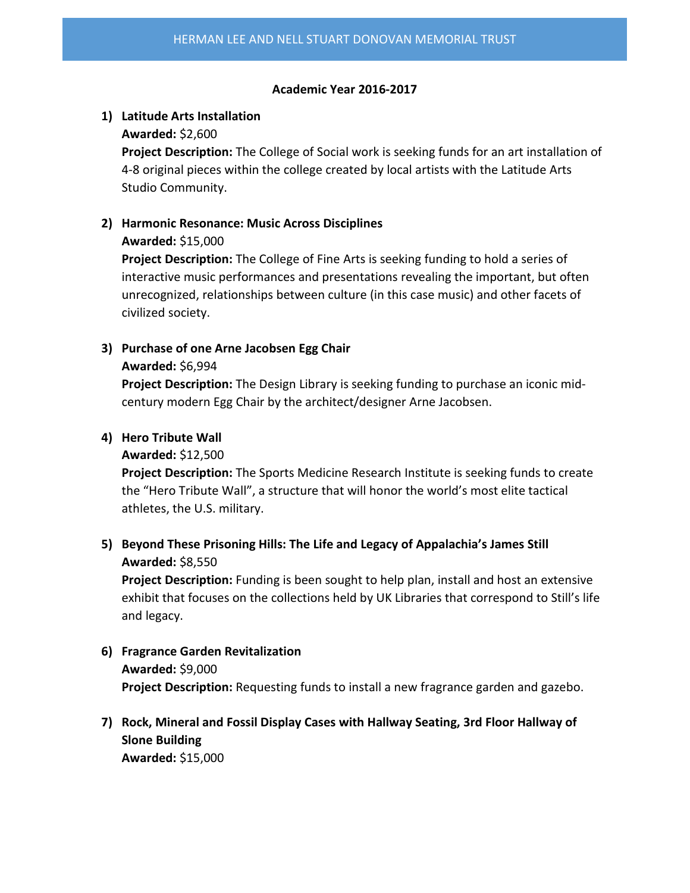# HERMAN LEE AND NELL STUART DONOVAN MEMORIAL TRUST

**Academic Year 2016-2017**

1) **Latitude Arts Installation**
   **Awarded:** $2,600
   **Project Description:** The College of Social work is seeking funds for an art installation of 4-8 original pieces within the college created by local artists with the Latitude Arts Studio Community.

2) **Harmonic Resonance: Music Across Disciplines**
   **Awarded:** $15,000
   **Project Description:** The College of Fine Arts is seeking funding to hold a series of interactive music performances and presentations revealing the important, but often unrecognized, relationships between culture (in this case music) and other facets of civilized society.

3) **Purchase of one Arne Jacobsen Egg Chair**
   **Awarded:** $6,994
   **Project Description:** The Design Library is seeking funding to purchase an iconic mid-century modern Egg Chair by the architect/designer Arne Jacobsen.

4) **Hero Tribute Wall**
   **Awarded:** $12,500
   **Project Description:** The Sports Medicine Research Institute is seeking funds to create the "Hero Tribute Wall", a structure that will honor the world's most elite tactical athletes, the U.S. military.

5) **Beyond These Prisoning Hills: The Life and Legacy of Appalachia's James Still**
   **Awarded:** $8,550
   **Project Description:** Funding is been sought to help plan, install and host an extensive exhibit that focuses on the collections held by UK Libraries that correspond to Still's life and legacy.

6) **Fragrance Garden Revitalization**
   **Awarded:** $9,000
   **Project Description:** Requesting funds to install a new fragrance garden and gazebo.

7) **Rock, Mineral and Fossil Display Cases with Hallway Seating, 3rd Floor Hallway of Slone Building**
   **Awarded:** $15,000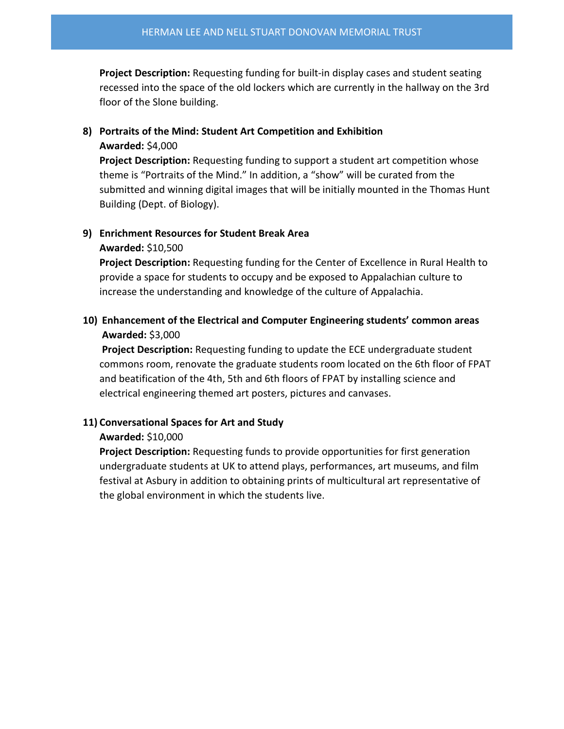**Project Description:** Requesting funding for built-in display cases and student seating recessed into the space of the old lockers which are currently in the hallway on the 3rd floor of the Slone building.

8) **Portraits of the Mind: Student Art Competition and Exhibition**
   **Awarded:** $4,000
   **Project Description:** Requesting funding to support a student art competition whose theme is "Portraits of the Mind." In addition, a "show" will be curated from the submitted and winning digital images that will be initially mounted in the Thomas Hunt Building (Dept. of Biology).

9) **Enrichment Resources for Student Break Area**
   **Awarded:** $10,500
   **Project Description:** Requesting funding for the Center of Excellence in Rural Health to provide a space for students to occupy and be exposed to Appalachian culture to increase the understanding and knowledge of the culture of Appalachia.

10) **Enhancement of the Electrical and Computer Engineering students' common areas**
    **Awarded:** $3,000
    **Project Description:** Requesting funding to update the ECE undergraduate student commons room, renovate the graduate students room located on the 6th floor of FPAT and beatification of the 4th, 5th and 6th floors of FPAT by installing science and electrical engineering themed art posters, pictures and canvases.

11) **Conversational Spaces for Art and Study**
    **Awarded:** $10,000
    **Project Description:** Requesting funds to provide opportunities for first generation undergraduate students at UK to attend plays, performances, art museums, and film festival at Asbury in addition to obtaining prints of multicultural art representative of the global environment in which the students live.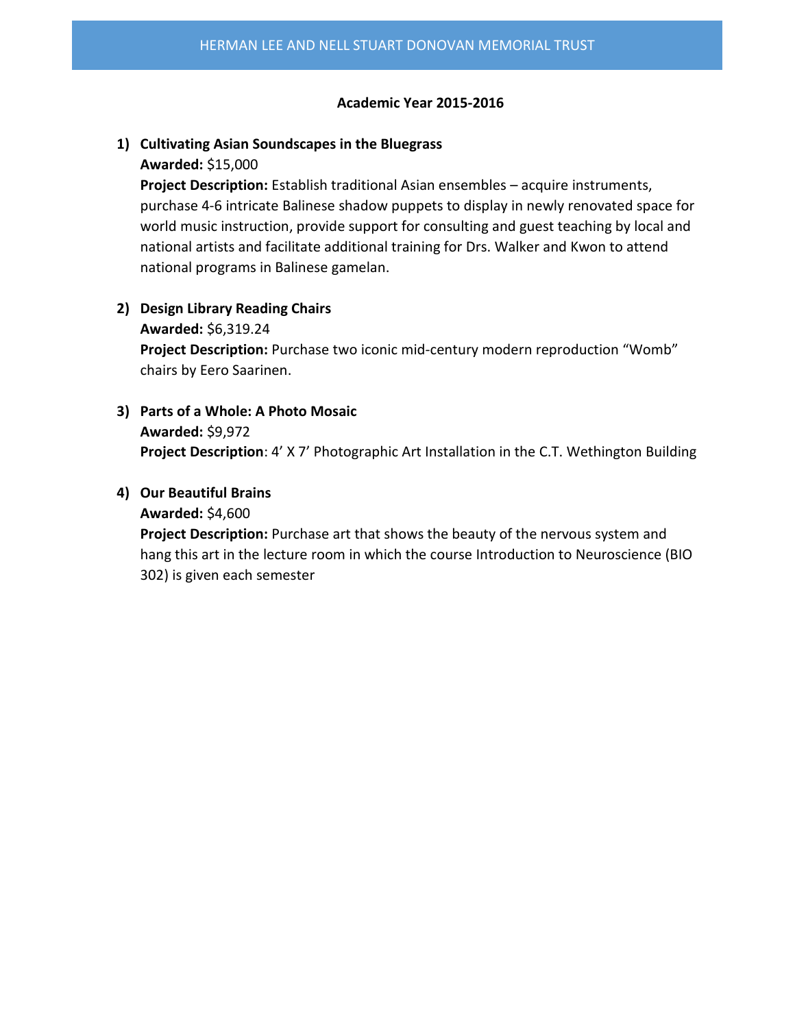## Academic Year 2015-2016

1) **Cultivating Asian Soundscapes in the Bluegrass**
   **Awarded:** $15,000
   **Project Description:** Establish traditional Asian ensembles – acquire instruments, purchase 4-6 intricate Balinese shadow puppets to display in newly renovated space for world music instruction, provide support for consulting and guest teaching by local and national artists and facilitate additional training for Drs. Walker and Kwon to attend national programs in Balinese gamelan.

2) **Design Library Reading Chairs**
   **Awarded:** $6,319.24
   **Project Description:** Purchase two iconic mid-century modern reproduction "Womb" chairs by Eero Saarinen.

3) **Parts of a Whole: A Photo Mosaic**
   **Awarded:** $9,972
   **Project Description**: 4' X 7' Photographic Art Installation in the C.T. Wethington Building

4) **Our Beautiful Brains**
   **Awarded:** $4,600
   **Project Description:** Purchase art that shows the beauty of the nervous system and hang this art in the lecture room in which the course Introduction to Neuroscience (BIO 302) is given each semester